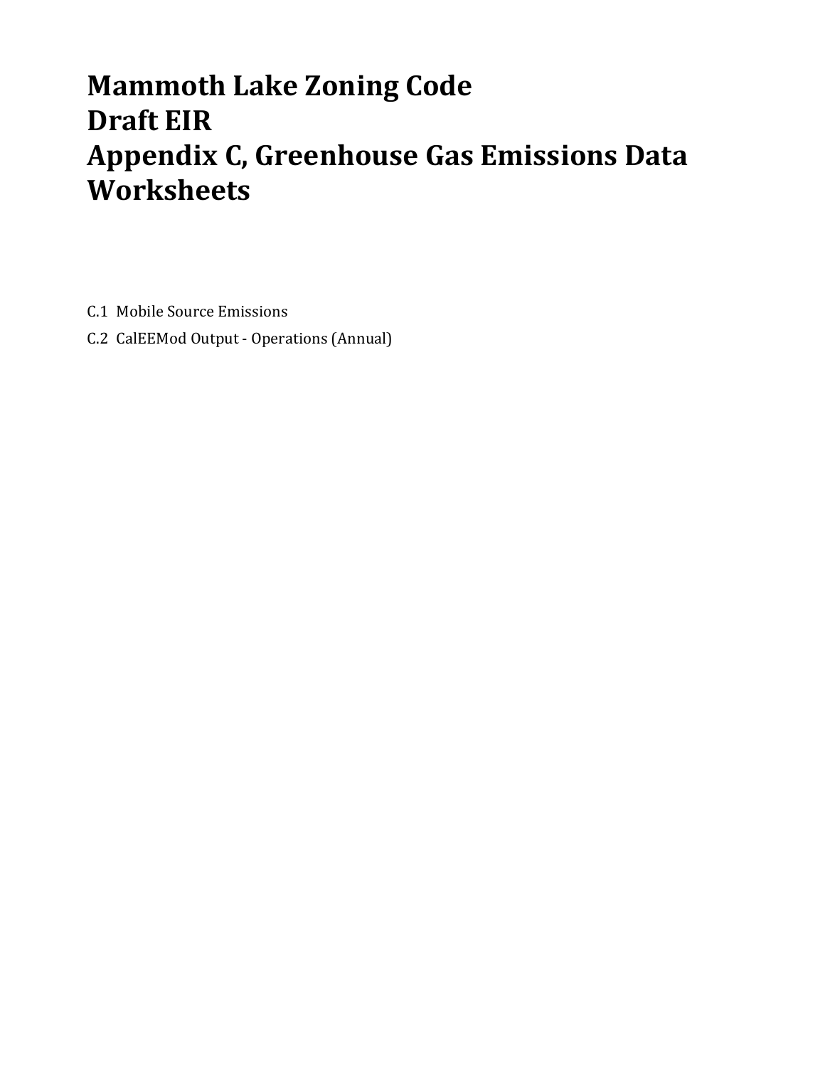# Mammoth Lake Zoning Code
# Draft EIR
# Appendix C, Greenhouse Gas Emissions Data Worksheets

C.1 Mobile Source Emissions

C.2 CalEEMod Output - Operations (Annual)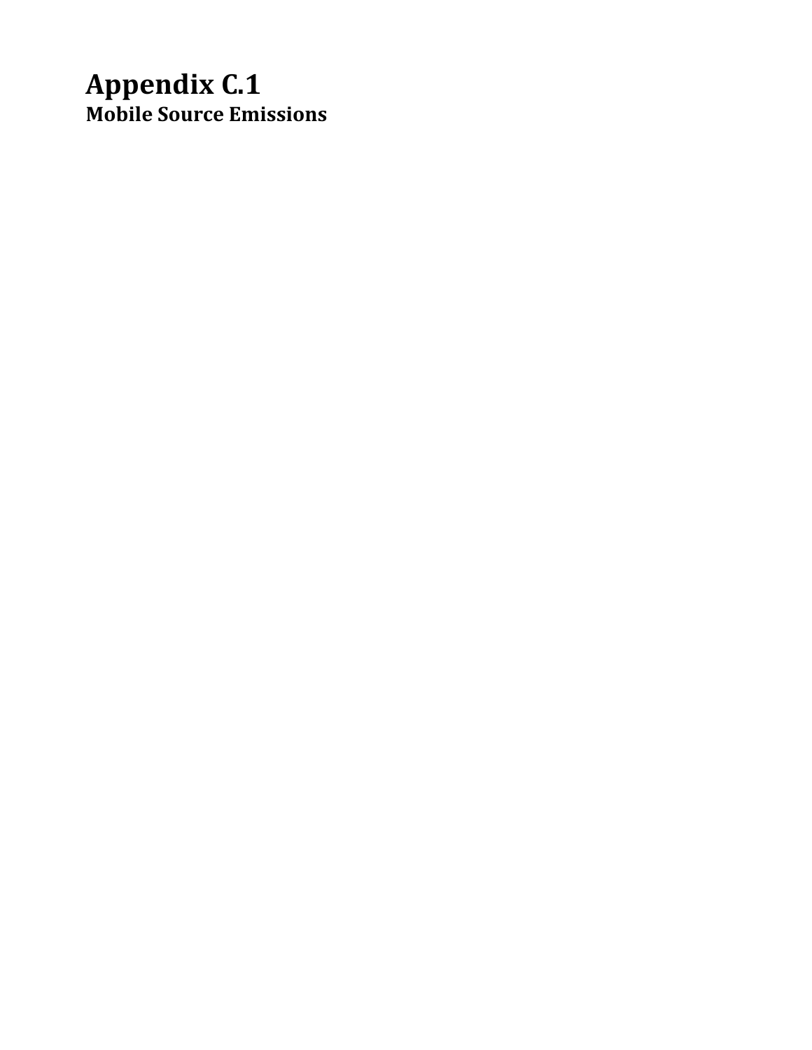# Appendix C.1

## Mobile Source Emissions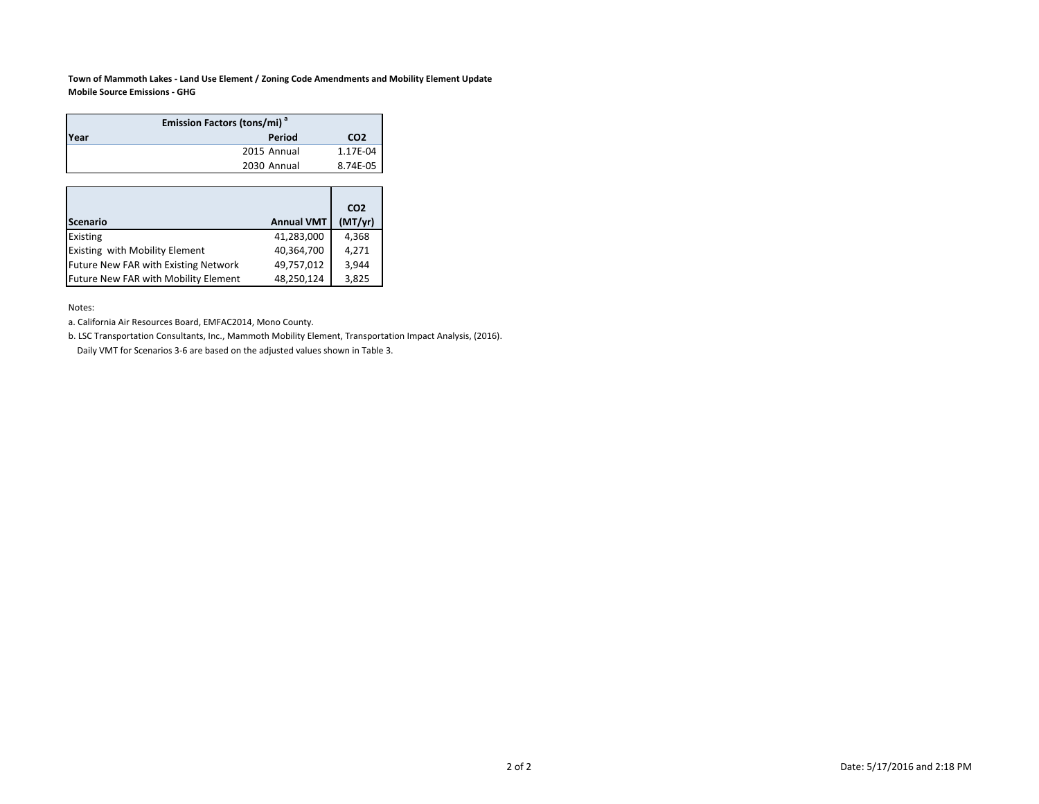**Town of Mammoth Lakes - Land Use Element / Zoning Code Amendments and Mobility Element Update**
**Mobile Source Emissions - GHG**

| Emission Factors (tons/mi) [a] | | |
|---|---|---|
| **Year** | **Period** | **$CO_2$** |
| | 2015 Annual | 1.17E-04 |
| | 2030 Annual | 8.74E-05 |

| Scenario | Annual VMT | $CO_2$ (MT/yr) |
|---|---|---|
| Existing | 41,283,000 | 4,368 |
| Existing with Mobility Element | 40,364,700 | 4,271 |
| Future New FAR with Existing Network | 49,757,012 | 3,944 |
| Future New FAR with Mobility Element | 48,250,124 | 3,825 |

Notes:

a. California Air Resources Board, EMFAC2014, Mono County.

b. LSC Transportation Consultants, Inc., Mammoth Mobility Element, Transportation Impact Analysis, (2016).
Daily VMT for Scenarios 3-6 are based on the adjusted values shown in Table 3.

Date: 5/17/2016 and 2:18 PM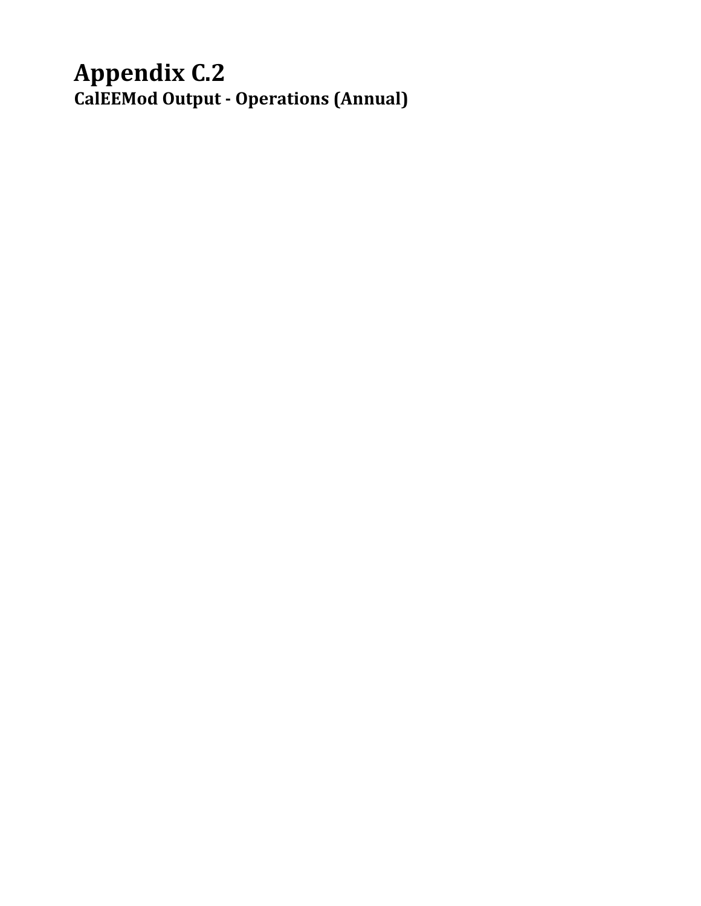# Appendix C.2

## CalEEMod Output - Operations (Annual)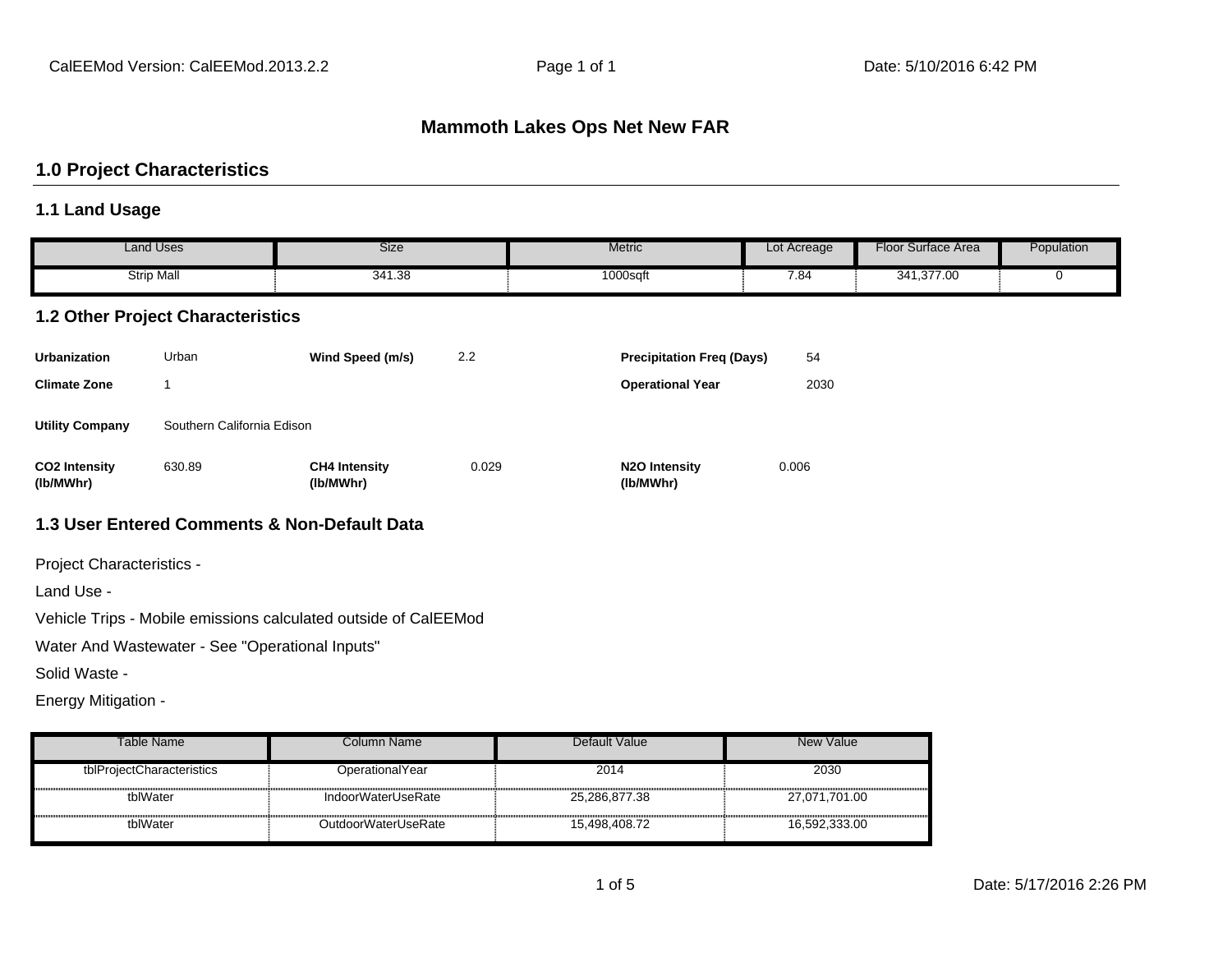# Mammoth Lakes Ops Net New FAR

## 1.0 Project Characteristics

### 1.1 Land Usage

| Land Uses | Size | Metric | Lot Acreage | Floor Surface Area | Population |
|---|---|---|---|---|---|
| Strip Mall | 341.38 | 1000sqft | 7.84 | 341,377.00 | 0 |

### 1.2 Other Project Characteristics

| | | | | | |
|---|---|---|---|---|---|
| **Urbanization** | Urban | **Wind Speed (m/s)** | 2.2 | **Precipitation Freq (Days)** | 54 |
| **Climate Zone** | 1 | | | **Operational Year** | 2030 |
| **Utility Company** | Southern California Edison | | | | |
| **CO2 Intensity (lb/MWhr)** | 630.89 | **CH4 Intensity (lb/MWhr)** | 0.029 | **N2O Intensity (lb/MWhr)** | 0.006 |

### 1.3 User Entered Comments & Non-Default Data

Project Characteristics -

Land Use -

Vehicle Trips - Mobile emissions calculated outside of CalEEMod

Water And Wastewater - See "Operational Inputs"

Solid Waste -

Energy Mitigation -

| Table Name | Column Name | Default Value | New Value |
|---|---|---|---|
| tblProjectCharacteristics | OperationalYear | 2014 | 2030 |
| tblWater | IndoorWaterUseRate | 25,286,877.38 | 27,071,701.00 |
| tblWater | OutdoorWaterUseRate | 15,498,408.72 | 16,592,333.00 |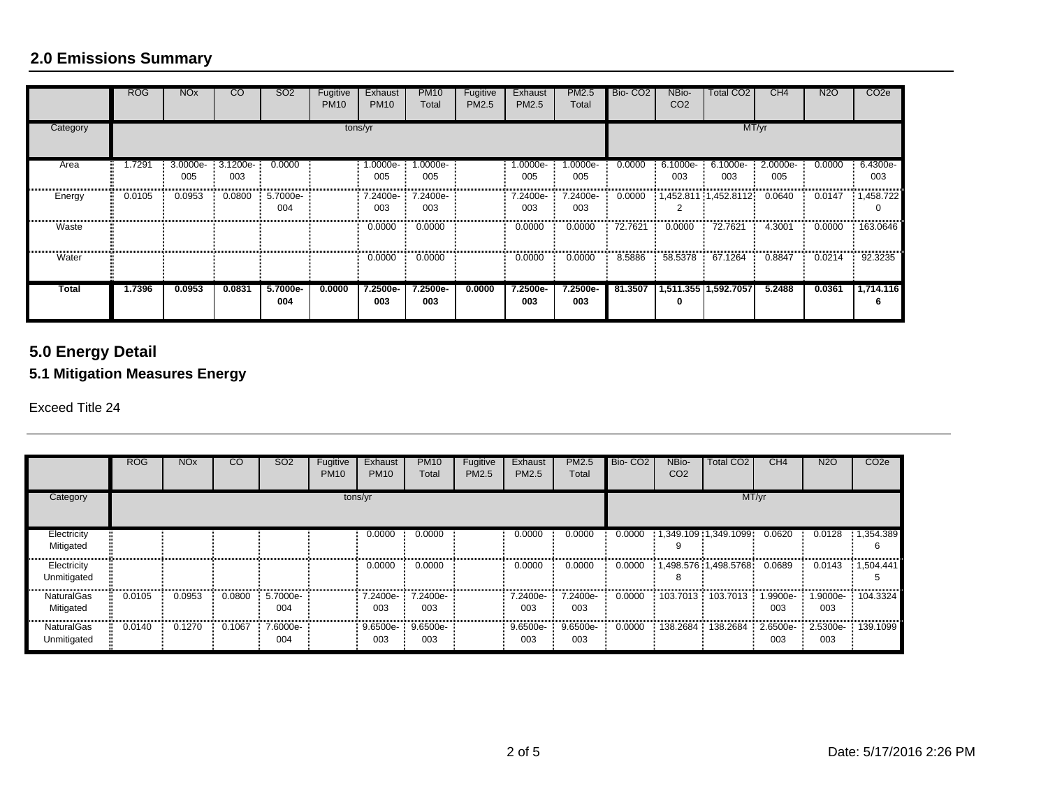## 2.0 Emissions Summary

| | ROG | NOx | CO | SO2 | Fugitive PM10 | Exhaust PM10 | PM10 Total | Fugitive PM2.5 | Exhaust PM2.5 | PM2.5 Total | Bio- CO2 | NBio- CO2 | Total CO2 | CH4 | N2O | CO2e |
|---|---|---|---|---|---|---|---|---|---|---|---|---|---|---|---|---|
| Category | tons/yr | | | | | | | | | | MT/yr | | | | | |
| Area | 1.7291 | 3.0000e-005 | 3.1200e-003 | 0.0000 | | 1.0000e-005 | 1.0000e-005 | | 1.0000e-005 | 1.0000e-005 | 0.0000 | 6.1000e-003 | 6.1000e-003 | 2.0000e-005 | 0.0000 | 6.4300e-003 |
| Energy | 0.0105 | 0.0953 | 0.0800 | 5.7000e-004 | | 7.2400e-003 | 7.2400e-003 | | 7.2400e-003 | 7.2400e-003 | 0.0000 | 1,452.8112 | 1,452.8112 | 0.0640 | 0.0147 | 1,458.7220 |
| Waste | | | | | | 0.0000 | 0.0000 | | 0.0000 | 0.0000 | 72.7621 | 0.0000 | 72.7621 | 4.3001 | 0.0000 | 163.0646 |
| Water | | | | | | 0.0000 | 0.0000 | | 0.0000 | 0.0000 | 8.5886 | 58.5378 | 67.1264 | 0.8847 | 0.0214 | 92.3235 |
| **Total** | **1.7396** | **0.0953** | **0.0831** | **5.7000e-004** | **0.0000** | **7.2500e-003** | **7.2500e-003** | **0.0000** | **7.2500e-003** | **7.2500e-003** | **81.3507** | **1,511.3550** | **1,592.7057** | **5.2488** | **0.0361** | **1,714.1166** |

## 5.0 Energy Detail

### 5.1 Mitigation Measures Energy

Exceed Title 24

| | ROG | NOx | CO | SO2 | Fugitive PM10 | Exhaust PM10 | PM10 Total | Fugitive PM2.5 | Exhaust PM2.5 | PM2.5 Total | Bio- CO2 | NBio- CO2 | Total CO2 | CH4 | N2O | CO2e |
|---|---|---|---|---|---|---|---|---|---|---|---|---|---|---|---|---|
| Category | tons/yr | | | | | | | | | | MT/yr | | | | | |
| Electricity Mitigated | | | | | | 0.0000 | 0.0000 | | 0.0000 | 0.0000 | 0.0000 | 1,349.1099 | 1,349.1099 | 0.0620 | 0.0128 | 1,354.3896 |
| Electricity Unmitigated | | | | | | 0.0000 | 0.0000 | | 0.0000 | 0.0000 | 0.0000 | 1,498.5768 | 1,498.5768 | 0.0689 | 0.0143 | 1,504.4415 |
| NaturalGas Mitigated | 0.0105 | 0.0953 | 0.0800 | 5.7000e-004 | | 7.2400e-003 | 7.2400e-003 | | 7.2400e-003 | 7.2400e-003 | 0.0000 | 103.7013 | 103.7013 | 1.9900e-003 | 1.9000e-003 | 104.3324 |
| NaturalGas Unmitigated | 0.0140 | 0.1270 | 0.1067 | 7.6000e-004 | | 9.6500e-003 | 9.6500e-003 | | 9.6500e-003 | 9.6500e-003 | 0.0000 | 138.2684 | 138.2684 | 2.6500e-003 | 2.5300e-003 | 139.1099 |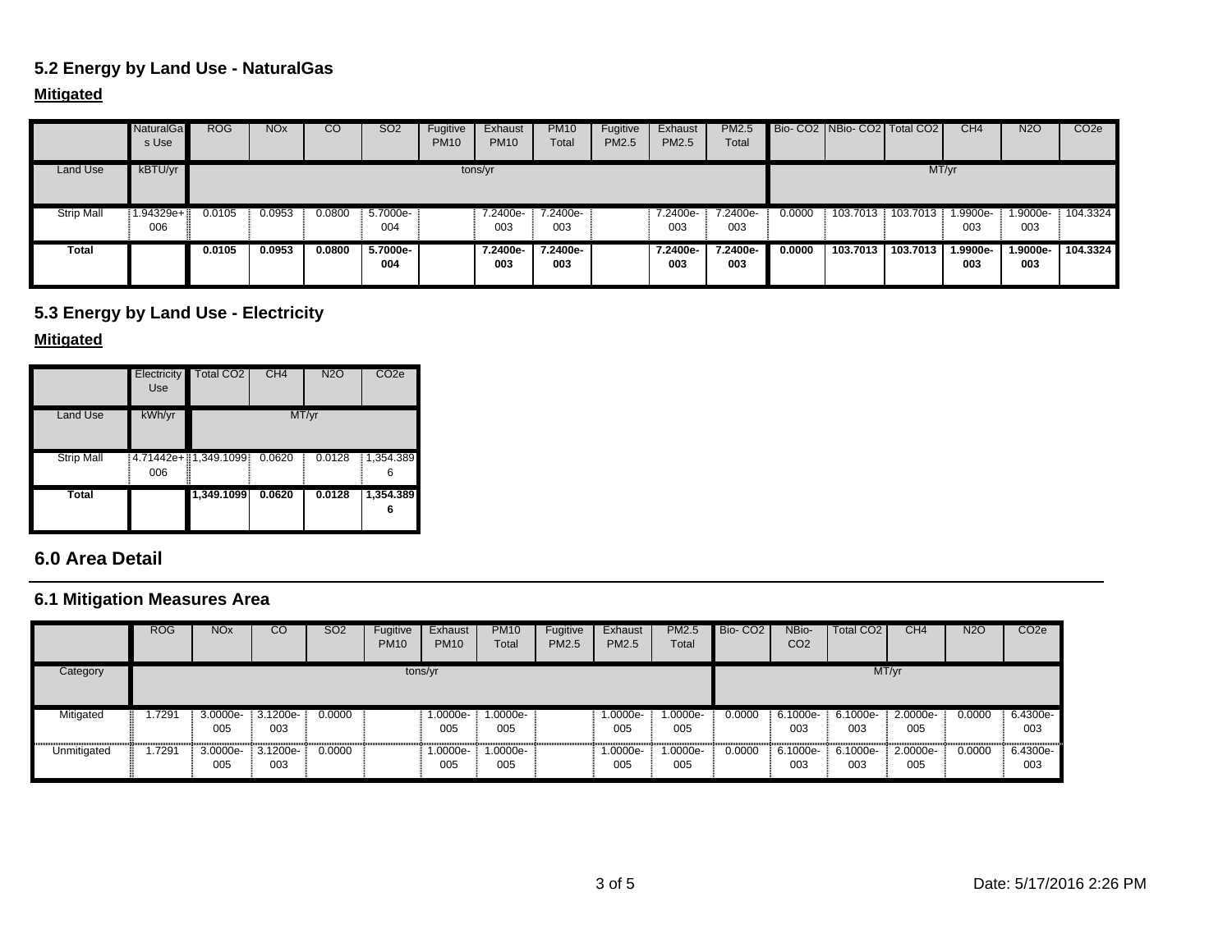### 5.2 Energy by Land Use - NaturalGas

**Mitigated**

| | NaturalGas Use | ROG | NOx | CO | SO2 | Fugitive PM10 | Exhaust PM10 | PM10 Total | Fugitive PM2.5 | Exhaust PM2.5 | PM2.5 Total | Bio- CO2 | NBio- CO2 | Total CO2 | CH4 | N2O | CO2e |
|---|---|---|---|---|---|---|---|---|---|---|---|---|---|---|---|---|---|
| Land Use | kBTU/yr | tons/yr | | | | | | | | | | MT/yr | | | | | |
| Strip Mall | 1.94329e+006 | 0.0105 | 0.0953 | 0.0800 | 5.7000e-004 | | 7.2400e-003 | 7.2400e-003 | | 7.2400e-003 | 7.2400e-003 | 0.0000 | 103.7013 | 103.7013 | 1.9900e-003 | 1.9000e-003 | 104.3324 |
| **Total** | | **0.0105** | **0.0953** | **0.0800** | **5.7000e-004** | | **7.2400e-003** | **7.2400e-003** | | **7.2400e-003** | **7.2400e-003** | **0.0000** | **103.7013** | **103.7013** | **1.9900e-003** | **1.9000e-003** | **104.3324** |

### 5.3 Energy by Land Use - Electricity

**Mitigated**

| | Electricity Use | Total CO2 | CH4 | N2O | CO2e |
|---|---|---|---|---|---|
| Land Use | kWh/yr | MT/yr | | | |
| Strip Mall | 4.71442e+006 | 1,349.1099 | 0.0620 | 0.0128 | 1,354.3896 |
| **Total** | | **1,349.1099** | **0.0620** | **0.0128** | **1,354.3896** |

## 6.0 Area Detail

### 6.1 Mitigation Measures Area

| | ROG | NOx | CO | SO2 | Fugitive PM10 | Exhaust PM10 | PM10 Total | Fugitive PM2.5 | Exhaust PM2.5 | PM2.5 Total | Bio- CO2 | NBio- CO2 | Total CO2 | CH4 | N2O | CO2e |
|---|---|---|---|---|---|---|---|---|---|---|---|---|---|---|---|---|
| Category | tons/yr | | | | | | | | | | MT/yr | | | | | |
| Mitigated | 1.7291 | 3.0000e-005 | 3.1200e-003 | 0.0000 | | 1.0000e-005 | 1.0000e-005 | | 1.0000e-005 | 1.0000e-005 | 0.0000 | 6.1000e-003 | 6.1000e-003 | 2.0000e-005 | 0.0000 | 6.4300e-003 |
| Unmitigated | 1.7291 | 3.0000e-005 | 3.1200e-003 | 0.0000 | | 1.0000e-005 | 1.0000e-005 | | 1.0000e-005 | 1.0000e-005 | 0.0000 | 6.1000e-003 | 6.1000e-003 | 2.0000e-005 | 0.0000 | 6.4300e-003 |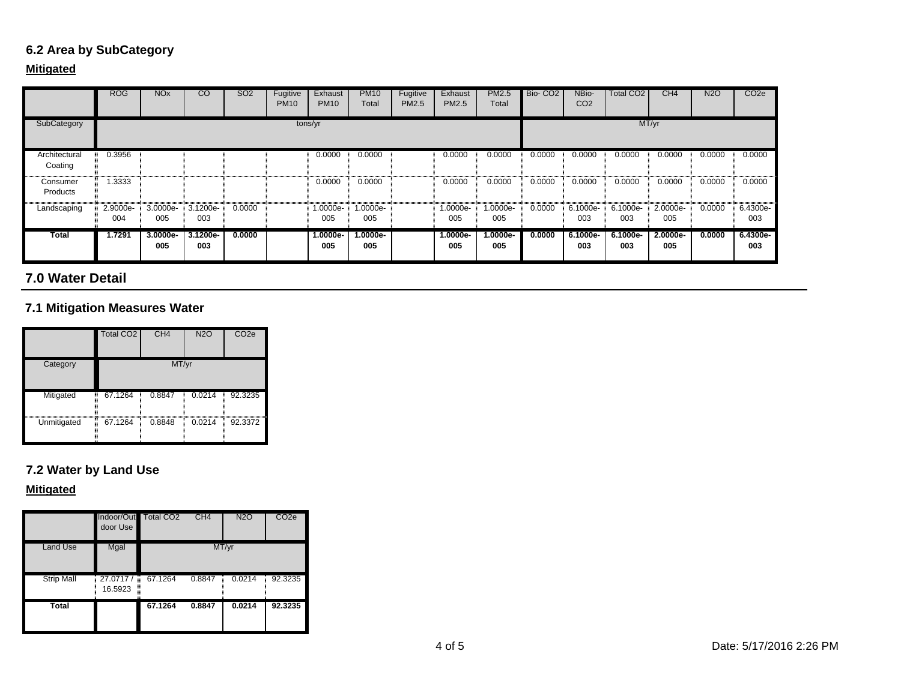## 6.2 Area by SubCategory

**Mitigated**

| | ROG | NOx | CO | SO2 | Fugitive PM10 | Exhaust PM10 | PM10 Total | Fugitive PM2.5 | Exhaust PM2.5 | PM2.5 Total | Bio- CO2 | NBio- CO2 | Total CO2 | CH4 | N2O | CO2e |
|---|---|---|---|---|---|---|---|---|---|---|---|---|---|---|---|---|
| SubCategory | tons/yr | | | | | | | | | | MT/yr | | | | | |
| Architectural Coating | 0.3956 | | | | | 0.0000 | 0.0000 | | 0.0000 | 0.0000 | 0.0000 | 0.0000 | 0.0000 | 0.0000 | 0.0000 | 0.0000 |
| Consumer Products | 1.3333 | | | | | 0.0000 | 0.0000 | | 0.0000 | 0.0000 | 0.0000 | 0.0000 | 0.0000 | 0.0000 | 0.0000 | 0.0000 |
| Landscaping | 2.9000e-004 | 3.0000e-005 | 3.1200e-003 | 0.0000 | | 1.0000e-005 | 1.0000e-005 | | 1.0000e-005 | 1.0000e-005 | 0.0000 | 6.1000e-003 | 6.1000e-003 | 2.0000e-005 | 0.0000 | 6.4300e-003 |
| **Total** | **1.7291** | **3.0000e-005** | **3.1200e-003** | **0.0000** | | **1.0000e-005** | **1.0000e-005** | | **1.0000e-005** | **1.0000e-005** | **0.0000** | **6.1000e-003** | **6.1000e-003** | **2.0000e-005** | **0.0000** | **6.4300e-003** |

# 7.0 Water Detail

## 7.1 Mitigation Measures Water

| | Total CO2 | CH4 | N2O | CO2e |
|---|---|---|---|---|
| Category | MT/yr | | | |
| Mitigated | 67.1264 | 0.8847 | 0.0214 | 92.3235 |
| Unmitigated | 67.1264 | 0.8848 | 0.0214 | 92.3372 |

## 7.2 Water by Land Use

**Mitigated**

| | Indoor/Outdoor Use | Total CO2 | CH4 | N2O | CO2e |
|---|---|---|---|---|---|
| Land Use | Mgal | MT/yr | | | |
| Strip Mall | 27.0717 / 16.5923 | 67.1264 | 0.8847 | 0.0214 | 92.3235 |
| **Total** | | **67.1264** | **0.8847** | **0.0214** | **92.3235** |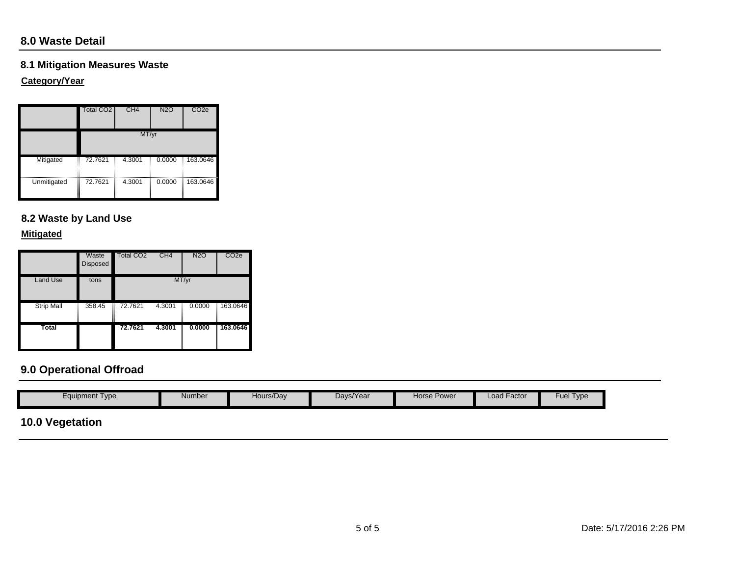## 8.0 Waste Detail

### 8.1 Mitigation Measures Waste

**Category/Year**

| | Total CO2 | CH4 | N2O | CO2e |
|---|---|---|---|---|
| | MT/yr | | | |
| Mitigated | 72.7621 | 4.3001 | 0.0000 | 163.0646 |
| Unmitigated | 72.7621 | 4.3001 | 0.0000 | 163.0646 |

### 8.2 Waste by Land Use

**Mitigated**

| | Waste Disposed | Total CO2 | CH4 | N2O | CO2e |
|---|---|---|---|---|---|
| Land Use | tons | MT/yr | | | |
| Strip Mall | 358.45 | 72.7621 | 4.3001 | 0.0000 | 163.0646 |
| **Total** | | **72.7621** | **4.3001** | **0.0000** | **163.0646** |

## 9.0 Operational Offroad

| Equipment Type | Number | Hours/Day | Days/Year | Horse Power | Load Factor | Fuel Type |
|---|---|---|---|---|---|---|

## 10.0 Vegetation